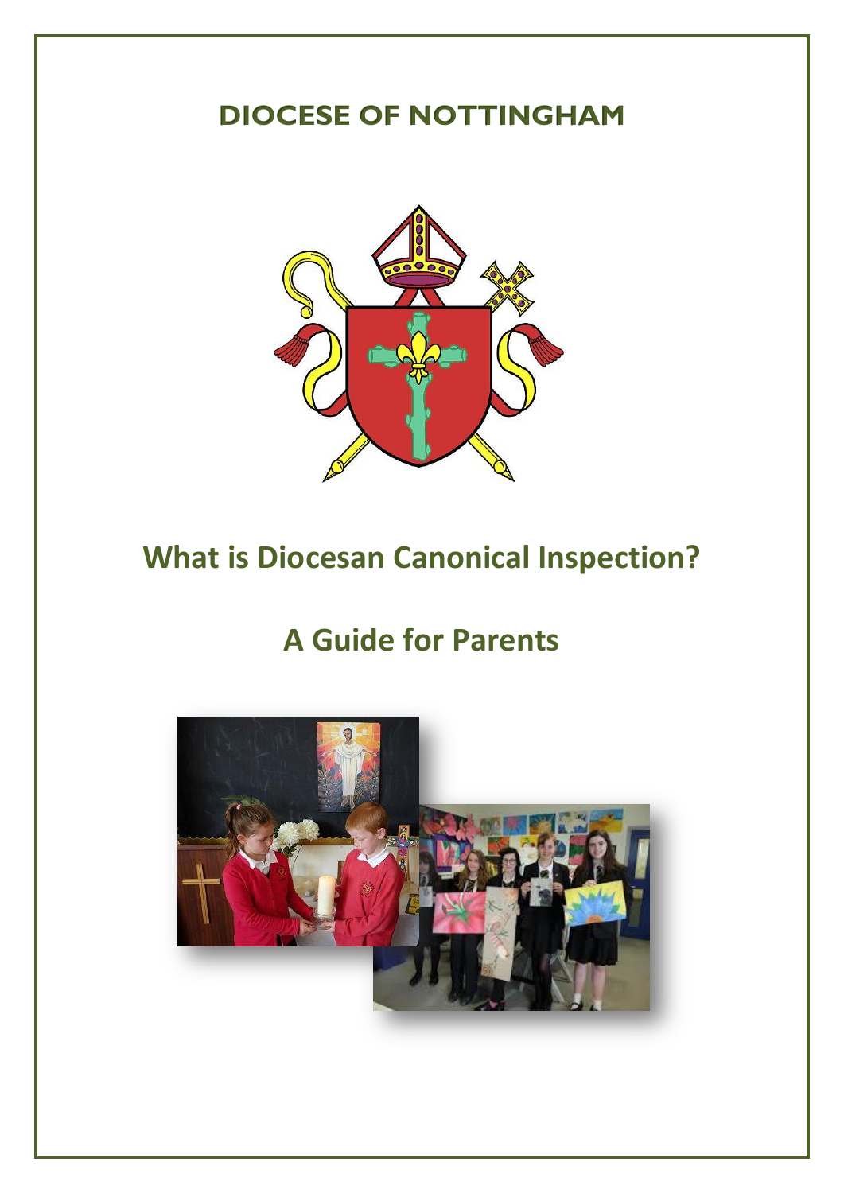# DIOCESE OF NOTTINGHAM

# What is Diocesan Canonical Inspection?

## A Guide for Parents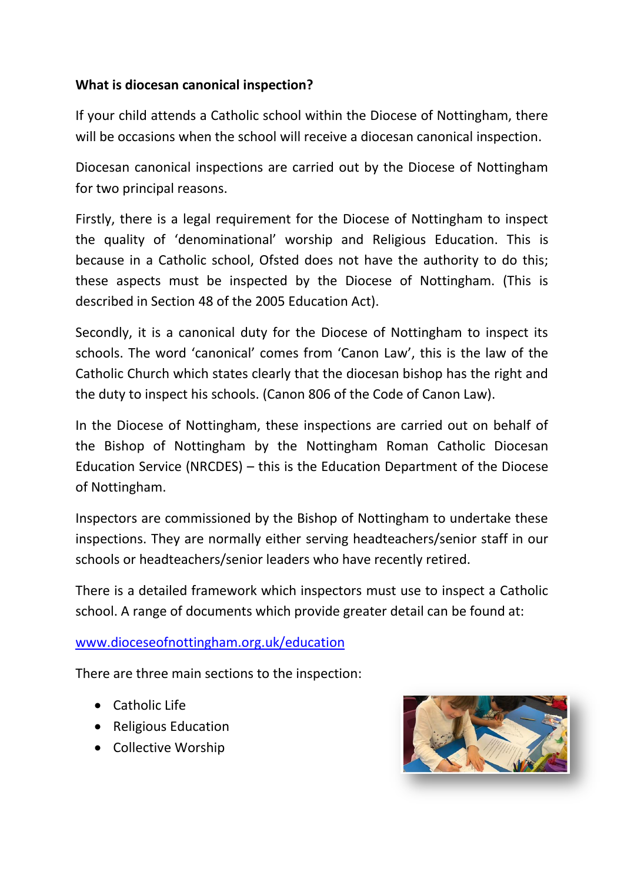**What is diocesan canonical inspection?**

If your child attends a Catholic school within the Diocese of Nottingham, there will be occasions when the school will receive a diocesan canonical inspection.

Diocesan canonical inspections are carried out by the Diocese of Nottingham for two principal reasons.

Firstly, there is a legal requirement for the Diocese of Nottingham to inspect the quality of 'denominational' worship and Religious Education. This is because in a Catholic school, Ofsted does not have the authority to do this; these aspects must be inspected by the Diocese of Nottingham. (This is described in Section 48 of the 2005 Education Act).

Secondly, it is a canonical duty for the Diocese of Nottingham to inspect its schools. The word 'canonical' comes from 'Canon Law', this is the law of the Catholic Church which states clearly that the diocesan bishop has the right and the duty to inspect his schools. (Canon 806 of the Code of Canon Law).

In the Diocese of Nottingham, these inspections are carried out on behalf of the Bishop of Nottingham by the Nottingham Roman Catholic Diocesan Education Service (NRCDES) – this is the Education Department of the Diocese of Nottingham.

Inspectors are commissioned by the Bishop of Nottingham to undertake these inspections. They are normally either serving headteachers/senior staff in our schools or headteachers/senior leaders who have recently retired.

There is a detailed framework which inspectors must use to inspect a Catholic school. A range of documents which provide greater detail can be found at:

www.dioceseofnottingham.org.uk/education

There are three main sections to the inspection:

- Catholic Life
- Religious Education
- Collective Worship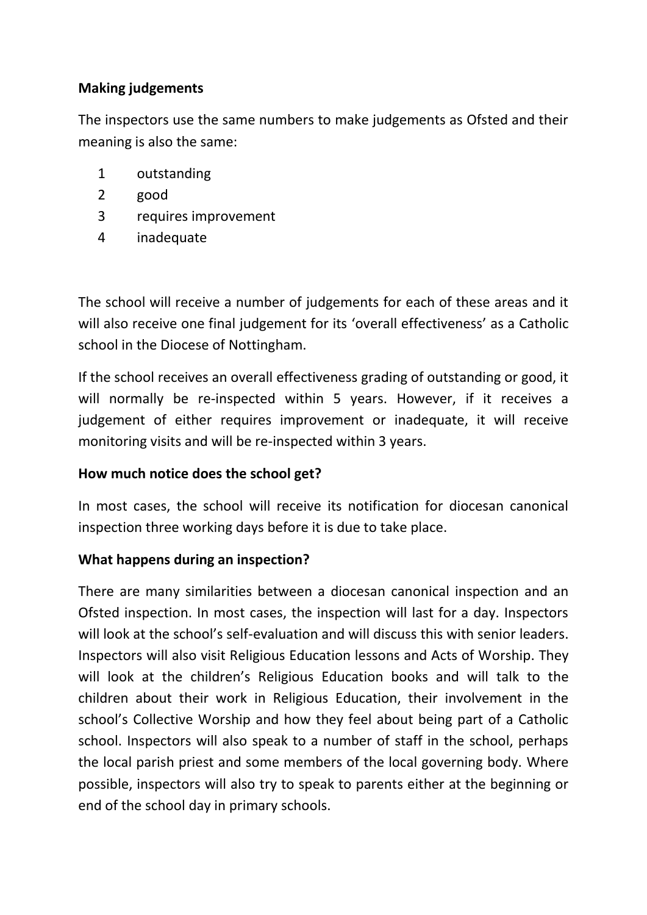**Making judgements**

The inspectors use the same numbers to make judgements as Ofsted and their meaning is also the same:

1. outstanding
2. good
3. requires improvement
4. inadequate

The school will receive a number of judgements for each of these areas and it will also receive one final judgement for its 'overall effectiveness' as a Catholic school in the Diocese of Nottingham.

If the school receives an overall effectiveness grading of outstanding or good, it will normally be re-inspected within 5 years. However, if it receives a judgement of either requires improvement or inadequate, it will receive monitoring visits and will be re-inspected within 3 years.

**How much notice does the school get?**

In most cases, the school will receive its notification for diocesan canonical inspection three working days before it is due to take place.

**What happens during an inspection?**

There are many similarities between a diocesan canonical inspection and an Ofsted inspection. In most cases, the inspection will last for a day. Inspectors will look at the school's self-evaluation and will discuss this with senior leaders. Inspectors will also visit Religious Education lessons and Acts of Worship. They will look at the children's Religious Education books and will talk to the children about their work in Religious Education, their involvement in the school's Collective Worship and how they feel about being part of a Catholic school. Inspectors will also speak to a number of staff in the school, perhaps the local parish priest and some members of the local governing body. Where possible, inspectors will also try to speak to parents either at the beginning or end of the school day in primary schools.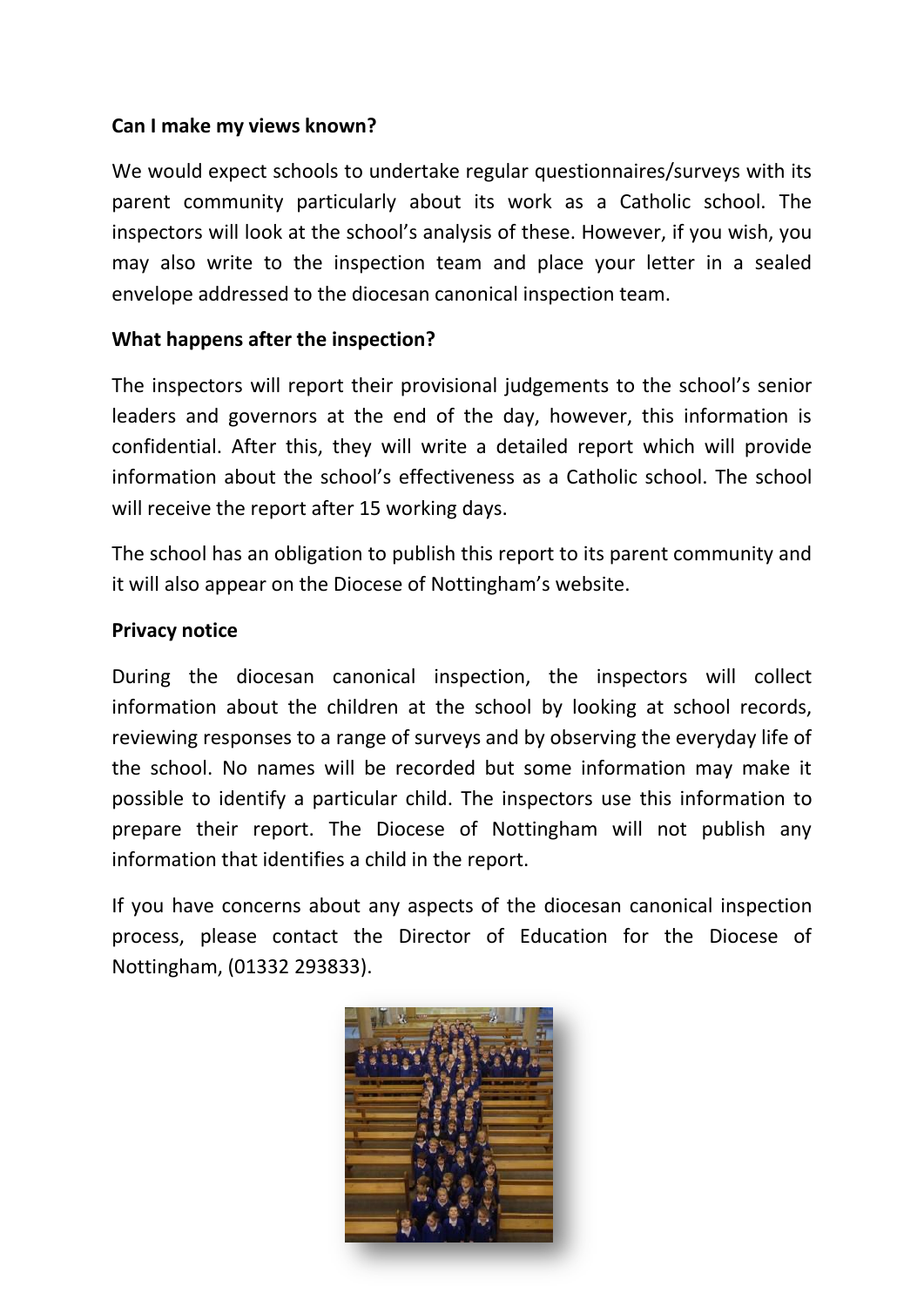**Can I make my views known?**

We would expect schools to undertake regular questionnaires/surveys with its parent community particularly about its work as a Catholic school. The inspectors will look at the school's analysis of these. However, if you wish, you may also write to the inspection team and place your letter in a sealed envelope addressed to the diocesan canonical inspection team.

**What happens after the inspection?**

The inspectors will report their provisional judgements to the school's senior leaders and governors at the end of the day, however, this information is confidential. After this, they will write a detailed report which will provide information about the school's effectiveness as a Catholic school. The school will receive the report after 15 working days.

The school has an obligation to publish this report to its parent community and it will also appear on the Diocese of Nottingham's website.

**Privacy notice**

During the diocesan canonical inspection, the inspectors will collect information about the children at the school by looking at school records, reviewing responses to a range of surveys and by observing the everyday life of the school. No names will be recorded but some information may make it possible to identify a particular child. The inspectors use this information to prepare their report. The Diocese of Nottingham will not publish any information that identifies a child in the report.

If you have concerns about any aspects of the diocesan canonical inspection process, please contact the Director of Education for the Diocese of Nottingham, (01332 293833).